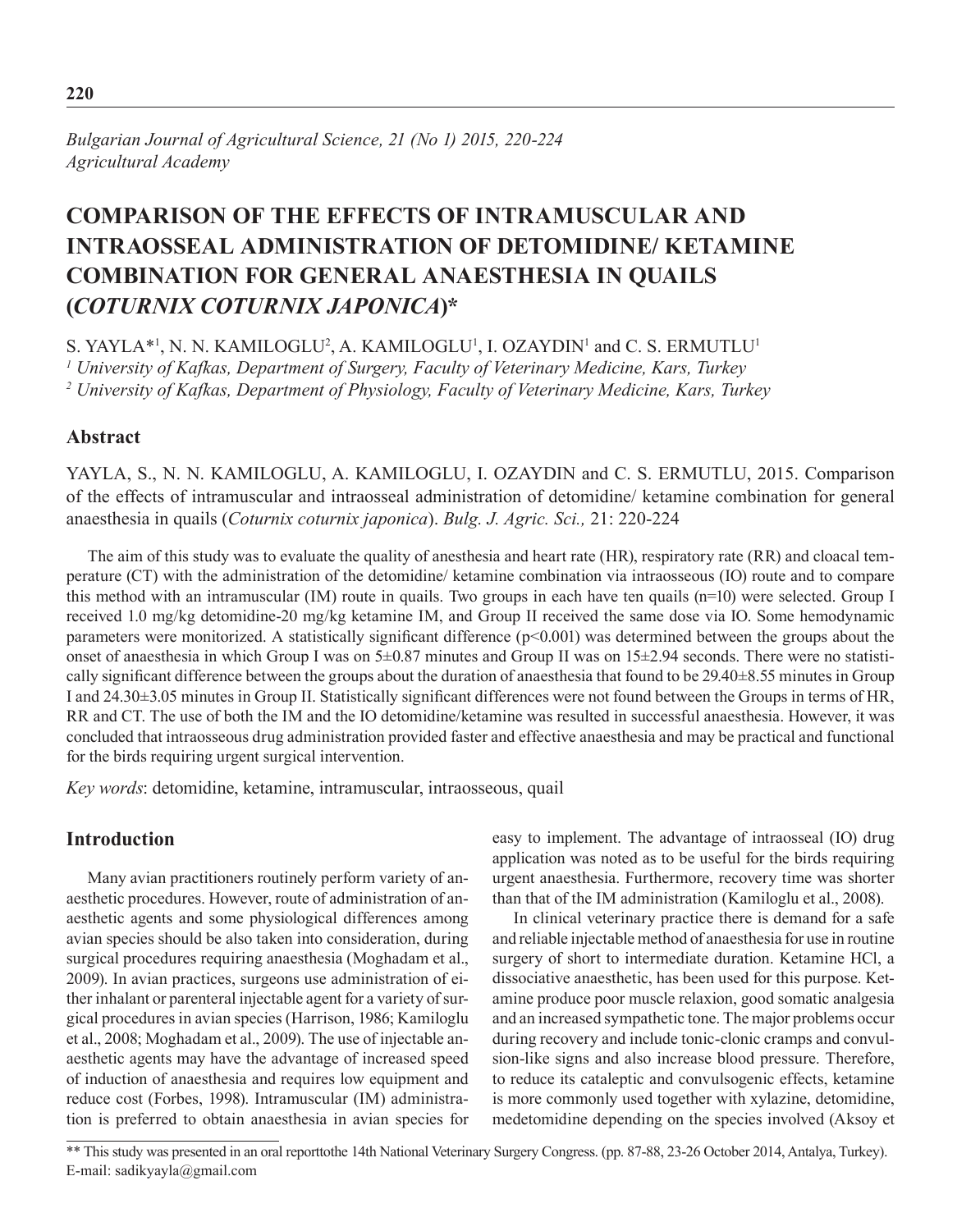*Bulgarian Journal of Agricultural Science, 21 (No 1) 2015, 220-224*
*Agricultural Academy*

# COMPARISON OF THE EFFECTS OF INTRAMUSCULAR AND INTRAOSSEAL ADMINISTRATION OF DETOMIDINE/ KETAMINE COMBINATION FOR GENERAL ANAESTHESIA IN QUAILS (*COTURNIX COTURNIX JAPONICA*)*

S. YAYLA*[1], N. N. KAMILOGLU[2], A. KAMILOGLU[1], I. OZAYDIN[1] and C. S. ERMUTLU[1]

[1] *University of Kafkas, Department of Surgery, Faculty of Veterinary Medicine, Kars, Turkey*
[2] *University of Kafkas, Department of Physiology, Faculty of Veterinary Medicine, Kars, Turkey*

## Abstract

YAYLA, S., N. N. KAMILOGLU, A. KAMILOGLU, I. OZAYDIN and C. S. ERMUTLU, 2015. Comparison of the effects of intramuscular and intraosseal administration of detomidine/ ketamine combination for general anaesthesia in quails (*Coturnix coturnix japonica*). *Bulg. J. Agric. Sci.,* 21: 220-224

The aim of this study was to evaluate the quality of anesthesia and heart rate (HR), respiratory rate (RR) and cloacal temperature (CT) with the administration of the detomidine/ ketamine combination via intraosseous (IO) route and to compare this method with an intramuscular (IM) route in quails. Two groups in each have ten quails (n=10) were selected. Group I received 1.0 mg/kg detomidine-20 mg/kg ketamine IM, and Group II received the same dose via IO. Some hemodynamic parameters were monitorized. A statistically significant difference ($p<0.001$) was determined between the groups about the onset of anaesthesia in which Group I was on $5\pm0.87$ minutes and Group II was on $15\pm2.94$ seconds. There were no statistically significant difference between the groups about the duration of anaesthesia that found to be $29.40\pm8.55$ minutes in Group I and $24.30\pm3.05$ minutes in Group II. Statistically significant differences were not found between the Groups in terms of HR, RR and CT. The use of both the IM and the IO detomidine/ketamine was resulted in successful anaesthesia. However, it was concluded that intraosseous drug administration provided faster and effective anaesthesia and may be practical and functional for the birds requiring urgent surgical intervention.

*Key words*: detomidine, ketamine, intramuscular, intraosseous, quail

## Introduction

Many avian practitioners routinely perform variety of anaesthetic procedures. However, route of administration of anaesthetic agents and some physiological differences among avian species should be also taken into consideration, during surgical procedures requiring anaesthesia (Moghadam et al., 2009). In avian practices, surgeons use administration of either inhalant or parenteral injectable agent for a variety of surgical procedures in avian species (Harrison, 1986; Kamiloglu et al., 2008; Moghadam et al., 2009). The use of injectable anaesthetic agents may have the advantage of increased speed of induction of anaesthesia and requires low equipment and reduce cost (Forbes, 1998). Intramuscular (IM) administration is preferred to obtain anaesthesia in avian species for easy to implement. The advantage of intraosseal (IO) drug application was noted as to be useful for the birds requiring urgent anaesthesia. Furthermore, recovery time was shorter than that of the IM administration (Kamiloglu et al., 2008).

In clinical veterinary practice there is demand for a safe and reliable injectable method of anaesthesia for use in routine surgery of short to intermediate duration. Ketamine HCl, a dissociative anaesthetic, has been used for this purpose. Ketamine produce poor muscle relaxion, good somatic analgesia and an increased sympathetic tone. The major problems occur during recovery and include tonic-clonic cramps and convulsion-like signs and also increase blood pressure. Therefore, to reduce its cataleptic and convulsogenic effects, ketamine is more commonly used together with xylazine, detomidine, medetomidine depending on the species involved (Aksoy et

---

** This study was presented in an oral reporttothe 14th National Veterinary Surgery Congress. (pp. 87-88, 23-26 October 2014, Antalya, Turkey).
E-mail: sadikyayla@gmail.com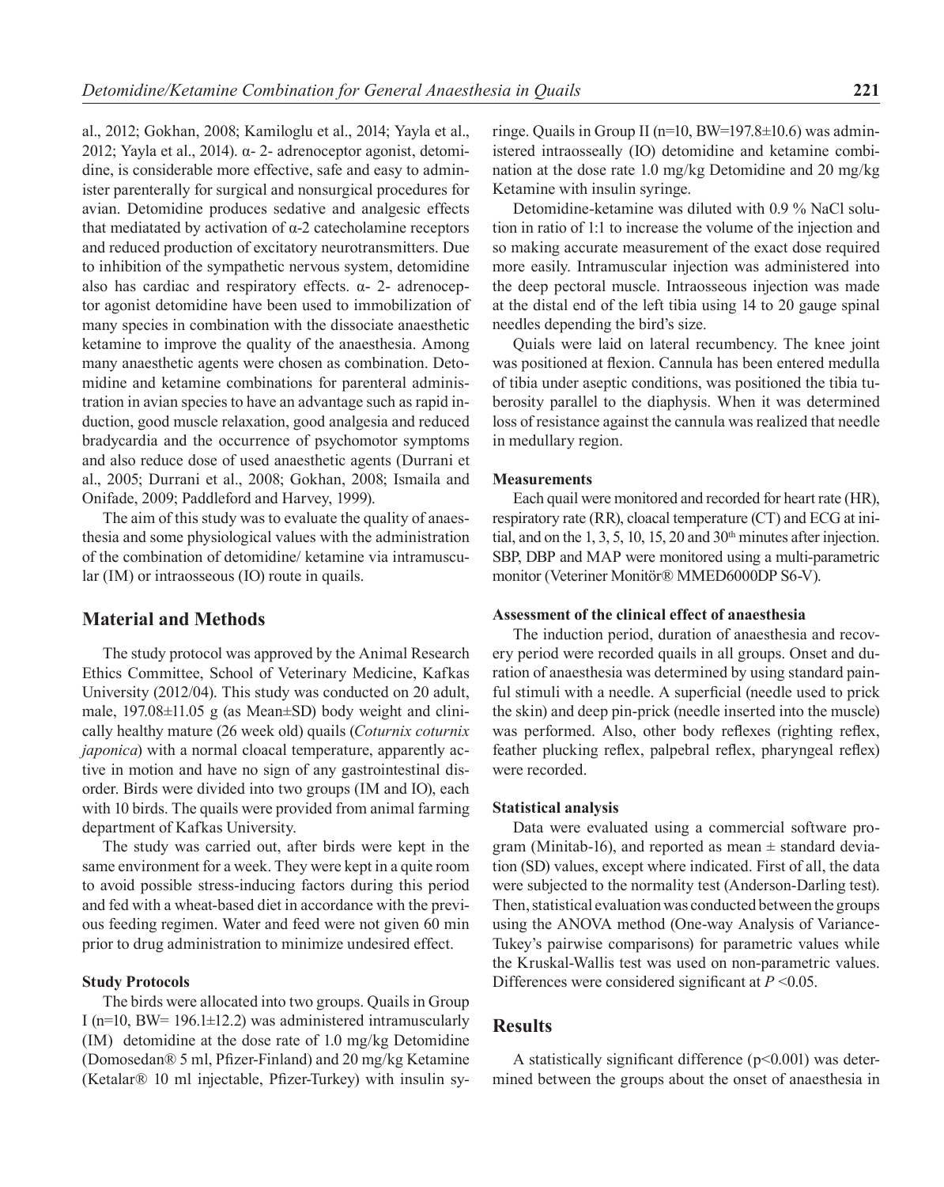al., 2012; Gokhan, 2008; Kamiloglu et al., 2014; Yayla et al., 2012; Yayla et al., 2014). α- 2- adrenoceptor agonist, detomidine, is considerable more effective, safe and easy to administer parenterally for surgical and nonsurgical procedures for avian. Detomidine produces sedative and analgesic effects that mediatated by activation of α-2 catecholamine receptors and reduced production of excitatory neurotransmitters. Due to inhibition of the sympathetic nervous system, detomidine also has cardiac and respiratory effects. α- 2- adrenoceptor agonist detomidine have been used to immobilization of many species in combination with the dissociate anaesthetic ketamine to improve the quality of the anaesthesia. Among many anaesthetic agents were chosen as combination. Detomidine and ketamine combinations for parenteral administration in avian species to have an advantage such as rapid induction, good muscle relaxation, good analgesia and reduced bradycardia and the occurrence of psychomotor symptoms and also reduce dose of used anaesthetic agents (Durrani et al., 2005; Durrani et al., 2008; Gokhan, 2008; Ismaila and Onifade, 2009; Paddleford and Harvey, 1999).

The aim of this study was to evaluate the quality of anaesthesia and some physiological values with the administration of the combination of detomidine/ ketamine via intramuscular (IM) or intraosseous (IO) route in quails.

## Material and Methods

The study protocol was approved by the Animal Research Ethics Committee, School of Veterinary Medicine, Kafkas University (2012/04). This study was conducted on 20 adult, male, 197.08±11.05 g (as Mean±SD) body weight and clinically healthy mature (26 week old) quails (*Coturnix coturnix japonica*) with a normal cloacal temperature, apparently active in motion and have no sign of any gastrointestinal disorder. Birds were divided into two groups (IM and IO), each with 10 birds. The quails were provided from animal farming department of Kafkas University.

The study was carried out, after birds were kept in the same environment for a week. They were kept in a quite room to avoid possible stress-inducing factors during this period and fed with a wheat-based diet in accordance with the previous feeding regimen. Water and feed were not given 60 min prior to drug administration to minimize undesired effect.

### Study Protocols

The birds were allocated into two groups. Quails in Group I (n=10, BW= 196.1±12.2) was administered intramuscularly (IM) detomidine at the dose rate of 1.0 mg/kg Detomidine (Domosedan® 5 ml, Pfizer-Finland) and 20 mg/kg Ketamine (Ketalar® 10 ml injectable, Pfizer-Turkey) with insulin syringe. Quails in Group II (n=10, BW=197.8±10.6) was administered intraosseally (IO) detomidine and ketamine combination at the dose rate 1.0 mg/kg Detomidine and 20 mg/kg Ketamine with insulin syringe.

Detomidine-ketamine was diluted with 0.9 % NaCl solution in ratio of 1:1 to increase the volume of the injection and so making accurate measurement of the exact dose required more easily. Intramuscular injection was administered into the deep pectoral muscle. Intraosseous injection was made at the distal end of the left tibia using 14 to 20 gauge spinal needles depending the bird's size.

Quials were laid on lateral recumbency. The knee joint was positioned at flexion. Cannula has been entered medulla of tibia under aseptic conditions, was positioned the tibia tuberosity parallel to the diaphysis. When it was determined loss of resistance against the cannula was realized that needle in medullary region.

### Measurements

Each quail were monitored and recorded for heart rate (HR), respiratory rate (RR), cloacal temperature (CT) and ECG at initial, and on the 1, 3, 5, 10, 15, 20 and 30th minutes after injection. SBP, DBP and MAP were monitored using a multi-parametric monitor (Veteriner Monitör® MMED6000DP S6-V).

### Assessment of the clinical effect of anaesthesia

The induction period, duration of anaesthesia and recovery period were recorded quails in all groups. Onset and duration of anaesthesia was determined by using standard painful stimuli with a needle. A superficial (needle used to prick the skin) and deep pin-prick (needle inserted into the muscle) was performed. Also, other body reflexes (righting reflex, feather plucking reflex, palpebral reflex, pharyngeal reflex) were recorded.

### Statistical analysis

Data were evaluated using a commercial software program (Minitab-16), and reported as mean ± standard deviation (SD) values, except where indicated. First of all, the data were subjected to the normality test (Anderson-Darling test). Then, statistical evaluation was conducted between the groups using the ANOVA method (One-way Analysis of Variance-Tukey's pairwise comparisons) for parametric values while the Kruskal-Wallis test was used on non-parametric values. Differences were considered significant at $P < 0.05$.

## Results

A statistically significant difference ($p<0.001$) was determined between the groups about the onset of anaesthesia in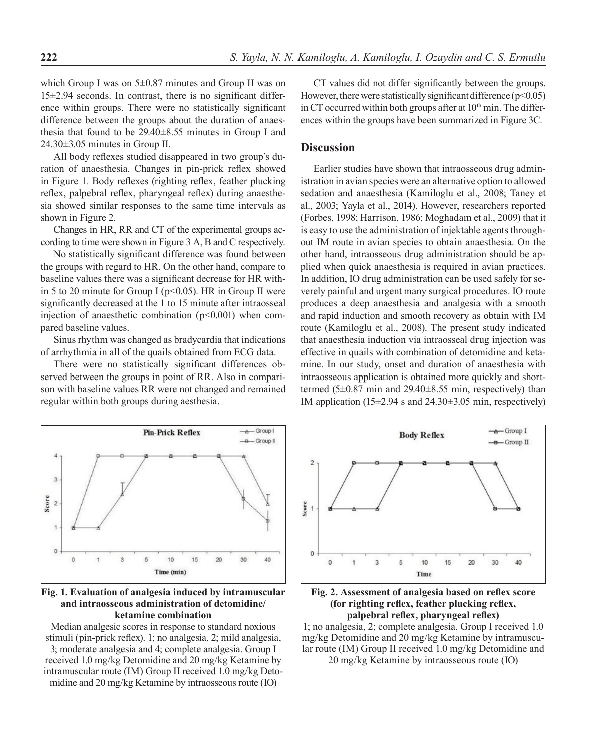which Group I was on 5±0.87 minutes and Group II was on 15±2.94 seconds. In contrast, there is no significant difference within groups. There were no statistically significant difference between the groups about the duration of anaesthesia that found to be 29.40±8.55 minutes in Group I and 24.30±3.05 minutes in Group II.

All body reflexes studied disappeared in two group's duration of anaesthesia. Changes in pin-prick reflex showed in Figure 1. Body reflexes (righting reflex, feather plucking reflex, palpebral reflex, pharyngeal reflex) during anaesthesia showed similar responses to the same time intervals as shown in Figure 2.

Changes in HR, RR and CT of the experimental groups according to time were shown in Figure 3 A, B and C respectively.

No statistically significant difference was found between the groups with regard to HR. On the other hand, compare to baseline values there was a significant decrease for HR within 5 to 20 minute for Group I ($p<0.05$). HR in Group II were significantly decreased at the 1 to 15 minute after intraosseal injection of anaesthetic combination ($p<0.001$) when compared baseline values.

Sinus rhythm was changed as bradycardia that indications of arrhythmia in all of the quails obtained from ECG data.

There were no statistically significant differences observed between the groups in point of RR. Also in comparison with baseline values RR were not changed and remained regular within both groups during aesthesia.

CT values did not differ significantly between the groups. However, there were statistically significant difference ($p<0.05$) in CT occurred within both groups after at 10[th] min. The differences within the groups have been summarized in Figure 3C.

## Discussion

Earlier studies have shown that intraosseous drug administration in avian species were an alternative option to allowed sedation and anaesthesia (Kamiloglu et al., 2008; Taney et al., 2003; Yayla et al., 2014). However, researchers reported (Forbes, 1998; Harrison, 1986; Moghadam et al., 2009) that it is easy to use the administration of injektable agents throughout IM route in avian species to obtain anaesthesia. On the other hand, intraosseous drug administration should be applied when quick anaesthesia is required in avian practices. In addition, IO drug administration can be used safely for severely painful and urgent many surgical procedures. IO route produces a deep anaesthesia and analgesia with a smooth and rapid induction and smooth recovery as obtain with IM route (Kamiloglu et al., 2008). The present study indicated that anaesthesia induction via intraosseal drug injection was effective in quails with combination of detomidine and ketamine. In our study, onset and duration of anaesthesia with intraosseous application is obtained more quickly and short-termed (5±0.87 min and 29.40±8.55 min, respectively) than IM application (15±2.94 s and 24.30±3.05 min, respectively)

**Fig. 1. Evaluation of analgesia induced by intramuscular and intraosseous administration of detomidine/ ketamine combination**

Median analgesic scores in response to standard noxious stimuli (pin-prick reflex). 1; no analgesia, 2; mild analgesia, 3; moderate analgesia and 4; complete analgesia. Group I received 1.0 mg/kg Detomidine and 20 mg/kg Ketamine by intramuscular route (IM) Group II received 1.0 mg/kg Detomidine and 20 mg/kg Ketamine by intraosseous route (IO)

**Fig. 2. Assessment of analgesia based on reflex score (for righting reflex, feather plucking reflex, palpebral reflex, pharyngeal reflex)**

1; no analgesia, 2; complete analgesia. Group I received 1.0 mg/kg Detomidine and 20 mg/kg Ketamine by intramuscular route (IM) Group II received 1.0 mg/kg Detomidine and 20 mg/kg Ketamine by intraosseous route (IO)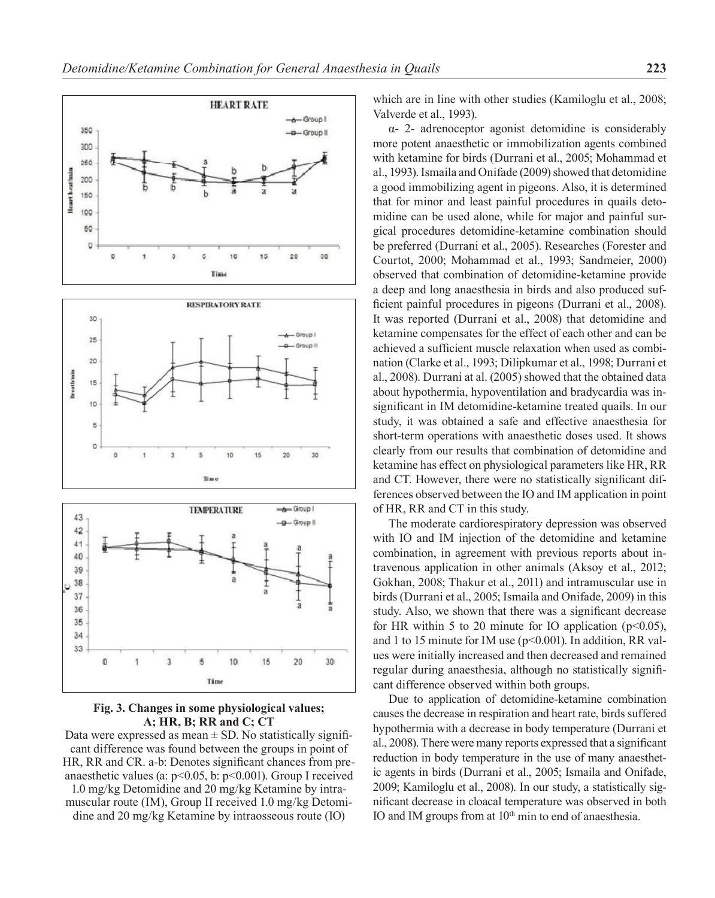**Fig. 3. Changes in some physiological values; A; HR, B; RR and C; CT**

Data were expressed as mean ± SD. No statistically significant difference was found between the groups in point of HR, RR and CR. a-b: Denotes significant chances from pre-anaesthetic values (a: $p<0.05$, b: $p<0.001$). Group I received 1.0 mg/kg Detomidine and 20 mg/kg Ketamine by intramuscular route (IM), Group II received 1.0 mg/kg Detomidine and 20 mg/kg Ketamine by intraosseous route (IO)

which are in line with other studies (Kamiloglu et al., 2008; Valverde et al., 1993).

α- 2- adrenoceptor agonist detomidine is considerably more potent anaesthetic or immobilization agents combined with ketamine for birds (Durrani et al., 2005; Mohammad et al., 1993). Ismaila and Onifade (2009) showed that detomidine a good immobilizing agent in pigeons. Also, it is determined that for minor and least painful procedures in quails detomidine can be used alone, while for major and painful surgical procedures detomidine-ketamine combination should be preferred (Durrani et al., 2005). Researches (Forester and Courtot, 2000; Mohammad et al., 1993; Sandmeier, 2000) observed that combination of detomidine-ketamine provide a deep and long anaesthesia in birds and also produced sufficient painful procedures in pigeons (Durrani et al., 2008). It was reported (Durrani et al., 2008) that detomidine and ketamine compensates for the effect of each other and can be achieved a sufficient muscle relaxation when used as combination (Clarke et al., 1993; Dilipkumar et al., 1998; Durrani et al., 2008). Durrani at al. (2005) showed that the obtained data about hypothermia, hypoventilation and bradycardia was insignificant in IM detomidine-ketamine treated quails. In our study, it was obtained a safe and effective anaesthesia for short-term operations with anaesthetic doses used. It shows clearly from our results that combination of detomidine and ketamine has effect on physiological parameters like HR, RR and CT. However, there were no statistically significant differences observed between the IO and IM application in point of HR, RR and CT in this study.

The moderate cardiorespiratory depression was observed with IO and IM injection of the detomidine and ketamine combination, in agreement with previous reports about intravenous application in other animals (Aksoy et al., 2012; Gokhan, 2008; Thakur et al., 2011) and intramuscular use in birds (Durrani et al., 2005; Ismaila and Onifade, 2009) in this study. Also, we shown that there was a significant decrease for HR within 5 to 20 minute for IO application ($p<0.05$), and 1 to 15 minute for IM use ($p<0.001$). In addition, RR values were initially increased and then decreased and remained regular during anaesthesia, although no statistically significant difference observed within both groups.

Due to application of detomidine-ketamine combination causes the decrease in respiration and heart rate, birds suffered hypothermia with a decrease in body temperature (Durrani et al., 2008). There were many reports expressed that a significant reduction in body temperature in the use of many anaesthetic agents in birds (Durrani et al., 2005; Ismaila and Onifade, 2009; Kamiloglu et al., 2008). In our study, a statistically significant decrease in cloacal temperature was observed in both IO and IM groups from at $10^{th}$ min to end of anaesthesia.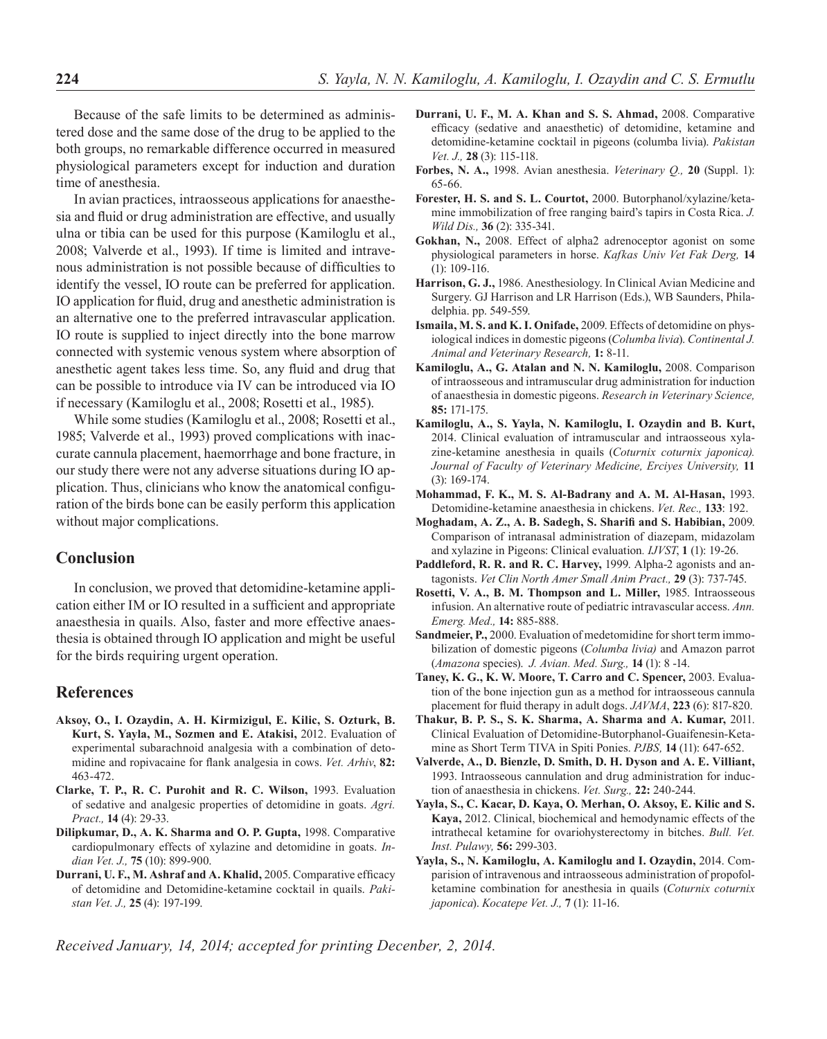Because of the safe limits to be determined as administered dose and the same dose of the drug to be applied to the both groups, no remarkable difference occurred in measured physiological parameters except for induction and duration time of anesthesia.

In avian practices, intraosseous applications for anaesthesia and fluid or drug administration are effective, and usually ulna or tibia can be used for this purpose (Kamiloglu et al., 2008; Valverde et al., 1993). If time is limited and intravenous administration is not possible because of difficulties to identify the vessel, IO route can be preferred for application. IO application for fluid, drug and anesthetic administration is an alternative one to the preferred intravascular application. IO route is supplied to inject directly into the bone marrow connected with systemic venous system where absorption of anesthetic agent takes less time. So, any fluid and drug that can be possible to introduce via IV can be introduced via IO if necessary (Kamiloglu et al., 2008; Rosetti et al., 1985).

While some studies (Kamiloglu et al., 2008; Rosetti et al., 1985; Valverde et al., 1993) proved complications with inaccurate cannula placement, haemorrhage and bone fracture, in our study there were not any adverse situations during IO application. Thus, clinicians who know the anatomical configuration of the birds bone can be easily perform this application without major complications.

## Conclusion

In conclusion, we proved that detomidine-ketamine application either IM or IO resulted in a sufficient and appropriate anaesthesia in quails. Also, faster and more effective anaesthesia is obtained through IO application and might be useful for the birds requiring urgent operation.

## References

**Aksoy, O., I. Ozaydin, A. H. Kirmizigul, E. Kilic, S. Ozturk, B. Kurt, S. Yayla, M., Sozmen and E. Atakisi,** 2012. Evaluation of experimental subarachnoid analgesia with a combination of detomidine and ropivacaine for flank analgesia in cows. *Vet. Arhiv*, **82:** 463-472.

**Clarke, T. P., R. C. Purohit and R. C. Wilson,** 1993. Evaluation of sedative and analgesic properties of detomidine in goats. *Agri. Pract.,* **14** (4): 29-33.

**Dilipkumar, D., A. K. Sharma and O. P. Gupta,** 1998. Comparative cardiopulmonary effects of xylazine and detomidine in goats. *Indian Vet. J.,* **75** (10): 899-900.

**Durrani, U. F., M. Ashraf and A. Khalid,** 2005. Comparative efficacy of detomidine and Detomidine-ketamine cocktail in quails. *Pakistan Vet. J.,* **25** (4): 197-199.

**Durrani, U. F., M. A. Khan and S. S. Ahmad,** 2008. Comparative efficacy (sedative and anaesthetic) of detomidine, ketamine and detomidine-ketamine cocktail in pigeons (columba livia). *Pakistan Vet. J.,* **28** (3): 115-118.

**Forbes, N. A.,** 1998. Avian anesthesia. *Veterinary Q.,* **20** (Suppl. 1): 65-66.

**Forester, H. S. and S. L. Courtot,** 2000. Butorphanol/xylazine/ketamine immobilization of free ranging baird's tapirs in Costa Rica. *J. Wild Dis.,* **36** (2): 335-341.

**Gokhan, N.,** 2008. Effect of alpha2 adrenoceptor agonist on some physiological parameters in horse. *Kafkas Univ Vet Fak Derg,* **14** (1): 109-116.

**Harrison, G. J.,** 1986. Anesthesiology. In Clinical Avian Medicine and Surgery. GJ Harrison and LR Harrison (Eds.), WB Saunders, Philadelphia. pp. 549-559.

**Ismaila, M. S. and K. I. Onifade,** 2009. Effects of detomidine on physiological indices in domestic pigeons (*Columba livia*). *Continental J. Animal and Veterinary Research,* **1:** 8-11.

**Kamiloglu, A., G. Atalan and N. N. Kamiloglu,** 2008. Comparison of intraosseous and intramuscular drug administration for induction of anaesthesia in domestic pigeons. *Research in Veterinary Science,* **85:** 171-175.

**Kamiloglu, A., S. Yayla, N. Kamiloglu, I. Ozaydin and B. Kurt,** 2014. Clinical evaluation of intramuscular and intraosseous xylazine-ketamine anesthesia in quails (*Coturnix coturnix japonica). Journal of Faculty of Veterinary Medicine, Erciyes University,* **11** (3): 169-174.

**Mohammad, F. K., M. S. Al-Badrany and A. M. Al-Hasan,** 1993. Detomidine-ketamine anaesthesia in chickens. *Vet. Rec.,* **133**: 192.

**Moghadam, A. Z., A. B. Sadegh, S. Sharifi and S. Habibian,** 2009. Comparison of intranasal administration of diazepam, midazolam and xylazine in Pigeons: Clinical evaluation*. IJVST*, **1** (1): 19-26.

**Paddleford, R. R. and R. C. Harvey,** 1999. Alpha-2 agonists and antagonists. *Vet Clin North Amer Small Anim Pract.,* **29** (3): 737-745.

**Rosetti, V. A., B. M. Thompson and L. Miller,** 1985. Intraosseous infusion. An alternative route of pediatric intravascular access. *Ann. Emerg. Med.,* **14:** 885-888.

**Sandmeier, P.,** 2000. Evaluation of medetomidine for short term immobilization of domestic pigeons (*Columba livia)* and Amazon parrot (*Amazona* species). *J. Avian. Med. Surg.,* **14** (1): 8 -14.

**Taney, K. G., K. W. Moore, T. Carro and C. Spencer,** 2003. Evaluation of the bone injection gun as a method for intraosseous cannula placement for fluid therapy in adult dogs. *JAVMA*, **223** (6): 817-820.

**Thakur, B. P. S., S. K. Sharma, A. Sharma and A. Kumar,** 2011. Clinical Evaluation of Detomidine-Butorphanol-Guaifenesin-Ketamine as Short Term TIVA in Spiti Ponies. *PJBS,* **14** (11): 647-652.

**Valverde, A., D. Bienzle, D. Smith, D. H. Dyson and A. E. Villiant,** 1993. Intraosseous cannulation and drug administration for induction of anaesthesia in chickens. *Vet. Surg.,* **22:** 240-244.

**Yayla, S., C. Kacar, D. Kaya, O. Merhan, O. Aksoy, E. Kilic and S. Kaya,** 2012. Clinical, biochemical and hemodynamic effects of the intrathecal ketamine for ovariohysterectomy in bitches. *Bull. Vet. Inst. Pulawy,* **56:** 299-303.

**Yayla, S., N. Kamiloglu, A. Kamiloglu and I. Ozaydin,** 2014. Comparision of intravenous and intraosseous administration of propofol-ketamine combination for anesthesia in quails (*Coturnix coturnix japonica*). *Kocatepe Vet. J.,* **7** (1): 11-16.

*Received January, 14, 2014; accepted for printing Decenber, 2, 2014.*